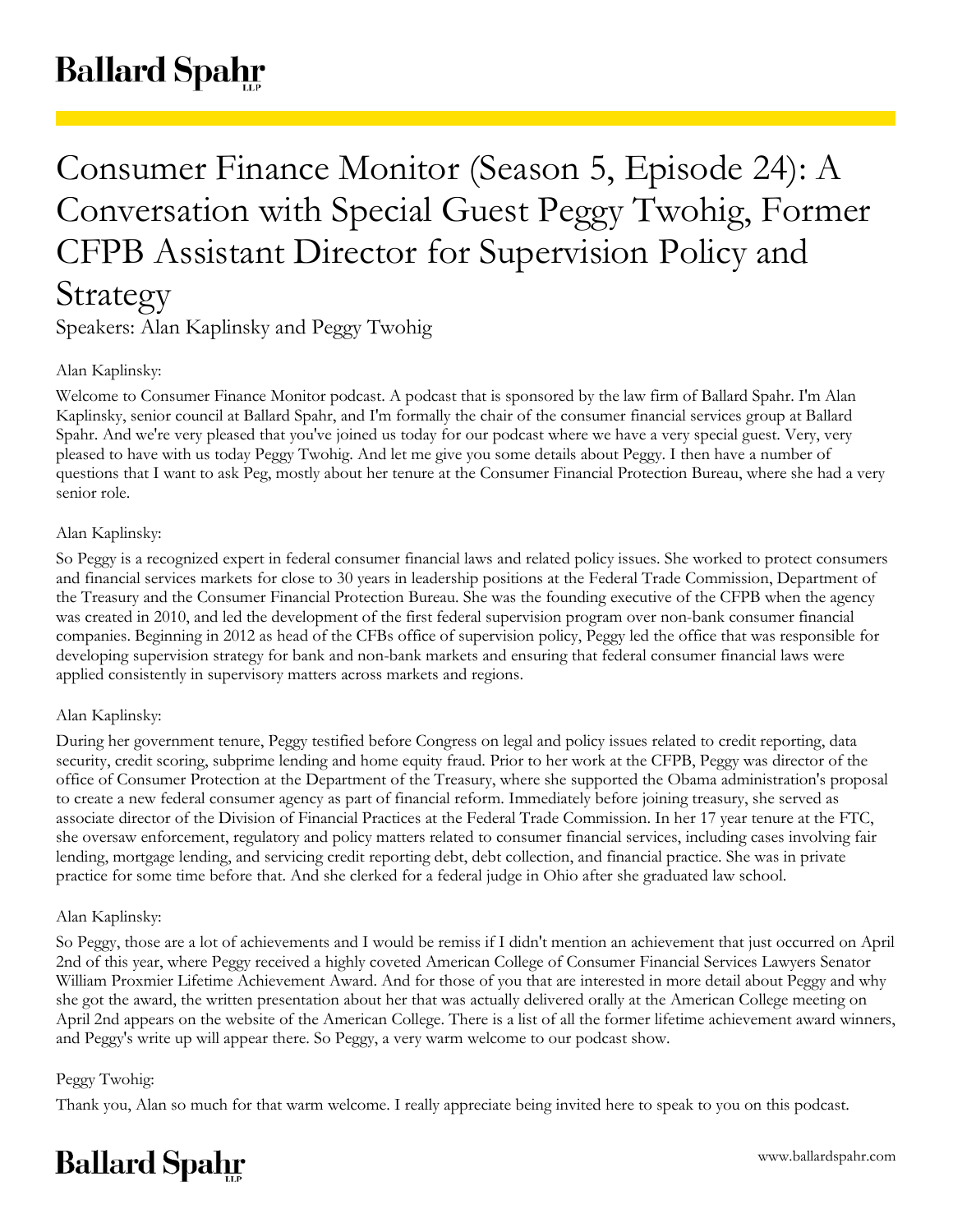# Consumer Finance Monitor (Season 5, Episode 24): A Conversation with Special Guest Peggy Twohig, Former CFPB Assistant Director for Supervision Policy and Strategy

Speakers: Alan Kaplinsky and Peggy Twohig

Alan Kaplinsky:

Welcome to Consumer Finance Monitor podcast. A podcast that is sponsored by the law firm of Ballard Spahr. I'm Alan Kaplinsky, senior council at Ballard Spahr, and I'm formally the chair of the consumer financial services group at Ballard Spahr. And we're very pleased that you've joined us today for our podcast where we have a very special guest. Very, very pleased to have with us today Peggy Twohig. And let me give you some details about Peggy. I then have a number of questions that I want to ask Peg, mostly about her tenure at the Consumer Financial Protection Bureau, where she had a very senior role.

Alan Kaplinsky:

So Peggy is a recognized expert in federal consumer financial laws and related policy issues. She worked to protect consumers and financial services markets for close to 30 years in leadership positions at the Federal Trade Commission, Department of the Treasury and the Consumer Financial Protection Bureau. She was the founding executive of the CFPB when the agency was created in 2010, and led the development of the first federal supervision program over non-bank consumer financial companies. Beginning in 2012 as head of the CFBs office of supervision policy, Peggy led the office that was responsible for developing supervision strategy for bank and non-bank markets and ensuring that federal consumer financial laws were applied consistently in supervisory matters across markets and regions.

Alan Kaplinsky:

During her government tenure, Peggy testified before Congress on legal and policy issues related to credit reporting, data security, credit scoring, subprime lending and home equity fraud. Prior to her work at the CFPB, Peggy was director of the office of Consumer Protection at the Department of the Treasury, where she supported the Obama administration's proposal to create a new federal consumer agency as part of financial reform. Immediately before joining treasury, she served as associate director of the Division of Financial Practices at the Federal Trade Commission. In her 17 year tenure at the FTC, she oversaw enforcement, regulatory and policy matters related to consumer financial services, including cases involving fair lending, mortgage lending, and servicing credit reporting debt, debt collection, and financial practice. She was in private practice for some time before that. And she clerked for a federal judge in Ohio after she graduated law school.

Alan Kaplinsky:

So Peggy, those are a lot of achievements and I would be remiss if I didn't mention an achievement that just occurred on April 2nd of this year, where Peggy received a highly coveted American College of Consumer Financial Services Lawyers Senator William Proxmier Lifetime Achievement Award. And for those of you that are interested in more detail about Peggy and why she got the award, the written presentation about her that was actually delivered orally at the American College meeting on April 2nd appears on the website of the American College. There is a list of all the former lifetime achievement award winners, and Peggy's write up will appear there. So Peggy, a very warm welcome to our podcast show.

Peggy Twohig:

Thank you, Alan so much for that warm welcome. I really appreciate being invited here to speak to you on this podcast.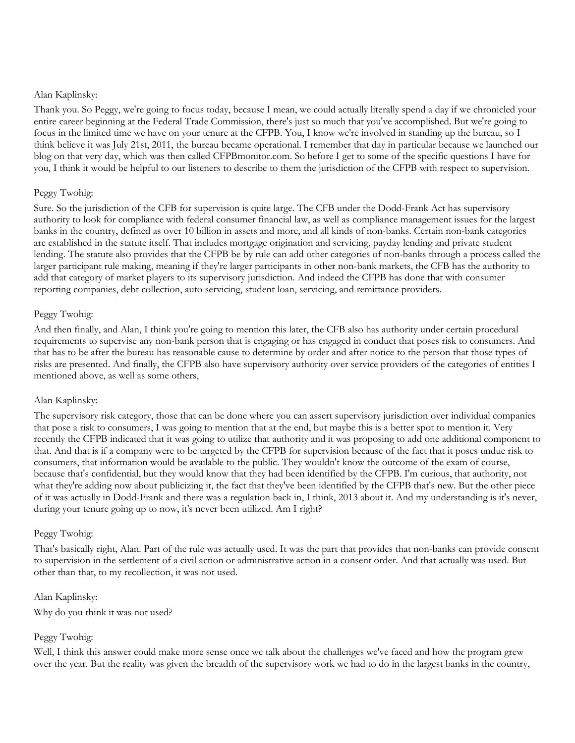Alan Kaplinsky:

Thank you. So Peggy, we're going to focus today, because I mean, we could actually literally spend a day if we chronicled your entire career beginning at the Federal Trade Commission, there's just so much that you've accomplished. But we're going to focus in the limited time we have on your tenure at the CFPB. You, I know we're involved in standing up the bureau, so I think believe it was July 21st, 2011, the bureau became operational. I remember that day in particular because we launched our blog on that very day, which was then called CFPBmonitor.com. So before I get to some of the specific questions I have for you, I think it would be helpful to our listeners to describe to them the jurisdiction of the CFPB with respect to supervision.

Peggy Twohig:

Sure. So the jurisdiction of the CFB for supervision is quite large. The CFB under the Dodd-Frank Act has supervisory authority to look for compliance with federal consumer financial law, as well as compliance management issues for the largest banks in the country, defined as over 10 billion in assets and more, and all kinds of non-banks. Certain non-bank categories are established in the statute itself. That includes mortgage origination and servicing, payday lending and private student lending. The statute also provides that the CFPB be by rule can add other categories of non-banks through a process called the larger participant rule making, meaning if they're larger participants in other non-bank markets, the CFB has the authority to add that category of market players to its supervisory jurisdiction. And indeed the CFPB has done that with consumer reporting companies, debt collection, auto servicing, student loan, servicing, and remittance providers.

Peggy Twohig:

And then finally, and Alan, I think you're going to mention this later, the CFB also has authority under certain procedural requirements to supervise any non-bank person that is engaging or has engaged in conduct that poses risk to consumers. And that has to be after the bureau has reasonable cause to determine by order and after notice to the person that those types of risks are presented. And finally, the CFPB also have supervisory authority over service providers of the categories of entities I mentioned above, as well as some others,

Alan Kaplinsky:

The supervisory risk category, those that can be done where you can assert supervisory jurisdiction over individual companies that pose a risk to consumers, I was going to mention that at the end, but maybe this is a better spot to mention it. Very recently the CFPB indicated that it was going to utilize that authority and it was proposing to add one additional component to that. And that is if a company were to be targeted by the CFPB for supervision because of the fact that it poses undue risk to consumers, that information would be available to the public. They wouldn't know the outcome of the exam of course, because that's confidential, but they would know that they had been identified by the CFPB. I'm curious, that authority, not what they're adding now about publicizing it, the fact that they've been identified by the CFPB that's new. But the other piece of it was actually in Dodd-Frank and there was a regulation back in, I think, 2013 about it. And my understanding is it's never, during your tenure going up to now, it's never been utilized. Am I right?

Peggy Twohig:

That's basically right, Alan. Part of the rule was actually used. It was the part that provides that non-banks can provide consent to supervision in the settlement of a civil action or administrative action in a consent order. And that actually was used. But other than that, to my recollection, it was not used.

Alan Kaplinsky:

Why do you think it was not used?

Peggy Twohig:

Well, I think this answer could make more sense once we talk about the challenges we've faced and how the program grew over the year. But the reality was given the breadth of the supervisory work we had to do in the largest banks in the country,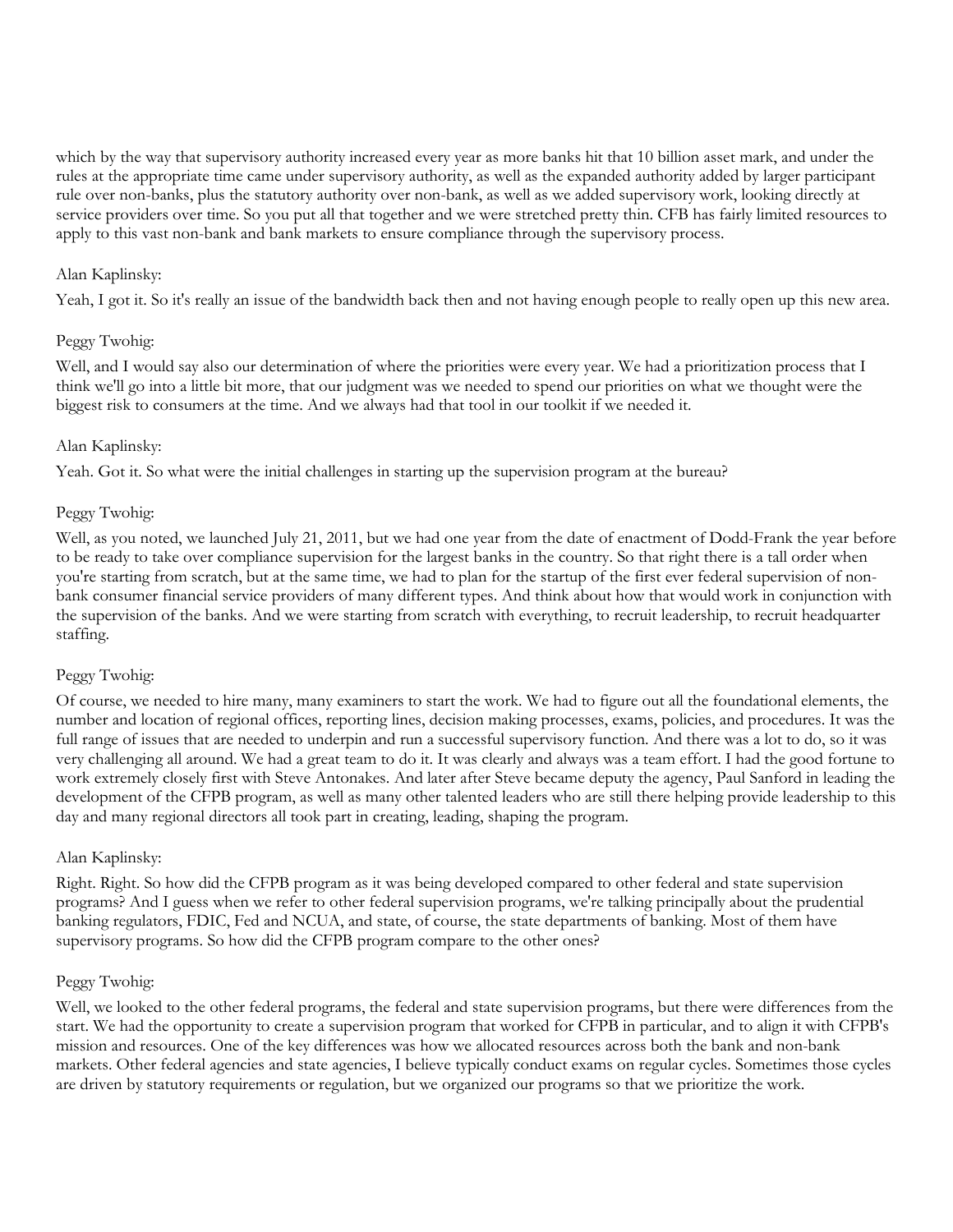which by the way that supervisory authority increased every year as more banks hit that 10 billion asset mark, and under the rules at the appropriate time came under supervisory authority, as well as the expanded authority added by larger participant rule over non-banks, plus the statutory authority over non-bank, as well as we added supervisory work, looking directly at service providers over time. So you put all that together and we were stretched pretty thin. CFB has fairly limited resources to apply to this vast non-bank and bank markets to ensure compliance through the supervisory process.

Alan Kaplinsky:

Yeah, I got it. So it's really an issue of the bandwidth back then and not having enough people to really open up this new area.

Peggy Twohig:

Well, and I would say also our determination of where the priorities were every year. We had a prioritization process that I think we'll go into a little bit more, that our judgment was we needed to spend our priorities on what we thought were the biggest risk to consumers at the time. And we always had that tool in our toolkit if we needed it.

Alan Kaplinsky:

Yeah. Got it. So what were the initial challenges in starting up the supervision program at the bureau?

Peggy Twohig:

Well, as you noted, we launched July 21, 2011, but we had one year from the date of enactment of Dodd-Frank the year before to be ready to take over compliance supervision for the largest banks in the country. So that right there is a tall order when you're starting from scratch, but at the same time, we had to plan for the startup of the first ever federal supervision of non-bank consumer financial service providers of many different types. And think about how that would work in conjunction with the supervision of the banks. And we were starting from scratch with everything, to recruit leadership, to recruit headquarter staffing.

Peggy Twohig:

Of course, we needed to hire many, many examiners to start the work. We had to figure out all the foundational elements, the number and location of regional offices, reporting lines, decision making processes, exams, policies, and procedures. It was the full range of issues that are needed to underpin and run a successful supervisory function. And there was a lot to do, so it was very challenging all around. We had a great team to do it. It was clearly and always was a team effort. I had the good fortune to work extremely closely first with Steve Antonakes. And later after Steve became deputy the agency, Paul Sanford in leading the development of the CFPB program, as well as many other talented leaders who are still there helping provide leadership to this day and many regional directors all took part in creating, leading, shaping the program.

Alan Kaplinsky:

Right. Right. So how did the CFPB program as it was being developed compared to other federal and state supervision programs? And I guess when we refer to other federal supervision programs, we're talking principally about the prudential banking regulators, FDIC, Fed and NCUA, and state, of course, the state departments of banking. Most of them have supervisory programs. So how did the CFPB program compare to the other ones?

Peggy Twohig:

Well, we looked to the other federal programs, the federal and state supervision programs, but there were differences from the start. We had the opportunity to create a supervision program that worked for CFPB in particular, and to align it with CFPB's mission and resources. One of the key differences was how we allocated resources across both the bank and non-bank markets. Other federal agencies and state agencies, I believe typically conduct exams on regular cycles. Sometimes those cycles are driven by statutory requirements or regulation, but we organized our programs so that we prioritize the work.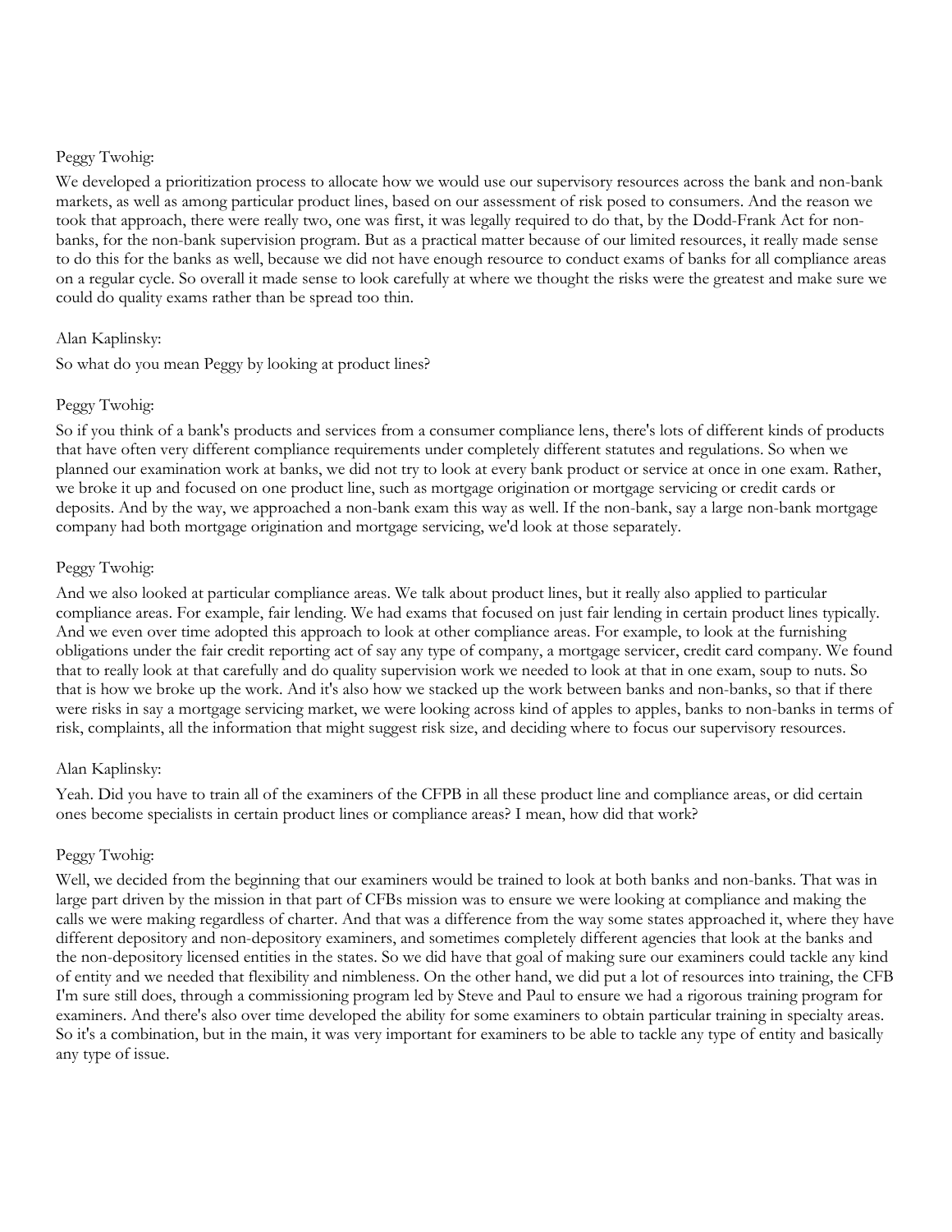Peggy Twohig:

We developed a prioritization process to allocate how we would use our supervisory resources across the bank and non-bank markets, as well as among particular product lines, based on our assessment of risk posed to consumers. And the reason we took that approach, there were really two, one was first, it was legally required to do that, by the Dodd-Frank Act for non-banks, for the non-bank supervision program. But as a practical matter because of our limited resources, it really made sense to do this for the banks as well, because we did not have enough resource to conduct exams of banks for all compliance areas on a regular cycle. So overall it made sense to look carefully at where we thought the risks were the greatest and make sure we could do quality exams rather than be spread too thin.

Alan Kaplinsky:

So what do you mean Peggy by looking at product lines?

Peggy Twohig:

So if you think of a bank's products and services from a consumer compliance lens, there's lots of different kinds of products that have often very different compliance requirements under completely different statutes and regulations. So when we planned our examination work at banks, we did not try to look at every bank product or service at once in one exam. Rather, we broke it up and focused on one product line, such as mortgage origination or mortgage servicing or credit cards or deposits. And by the way, we approached a non-bank exam this way as well. If the non-bank, say a large non-bank mortgage company had both mortgage origination and mortgage servicing, we'd look at those separately.

Peggy Twohig:

And we also looked at particular compliance areas. We talk about product lines, but it really also applied to particular compliance areas. For example, fair lending. We had exams that focused on just fair lending in certain product lines typically. And we even over time adopted this approach to look at other compliance areas. For example, to look at the furnishing obligations under the fair credit reporting act of say any type of company, a mortgage servicer, credit card company. We found that to really look at that carefully and do quality supervision work we needed to look at that in one exam, soup to nuts. So that is how we broke up the work. And it's also how we stacked up the work between banks and non-banks, so that if there were risks in say a mortgage servicing market, we were looking across kind of apples to apples, banks to non-banks in terms of risk, complaints, all the information that might suggest risk size, and deciding where to focus our supervisory resources.

Alan Kaplinsky:

Yeah. Did you have to train all of the examiners of the CFPB in all these product line and compliance areas, or did certain ones become specialists in certain product lines or compliance areas? I mean, how did that work?

Peggy Twohig:

Well, we decided from the beginning that our examiners would be trained to look at both banks and non-banks. That was in large part driven by the mission in that part of CFBs mission was to ensure we were looking at compliance and making the calls we were making regardless of charter. And that was a difference from the way some states approached it, where they have different depository and non-depository examiners, and sometimes completely different agencies that look at the banks and the non-depository licensed entities in the states. So we did have that goal of making sure our examiners could tackle any kind of entity and we needed that flexibility and nimbleness. On the other hand, we did put a lot of resources into training, the CFB I'm sure still does, through a commissioning program led by Steve and Paul to ensure we had a rigorous training program for examiners. And there's also over time developed the ability for some examiners to obtain particular training in specialty areas. So it's a combination, but in the main, it was very important for examiners to be able to tackle any type of entity and basically any type of issue.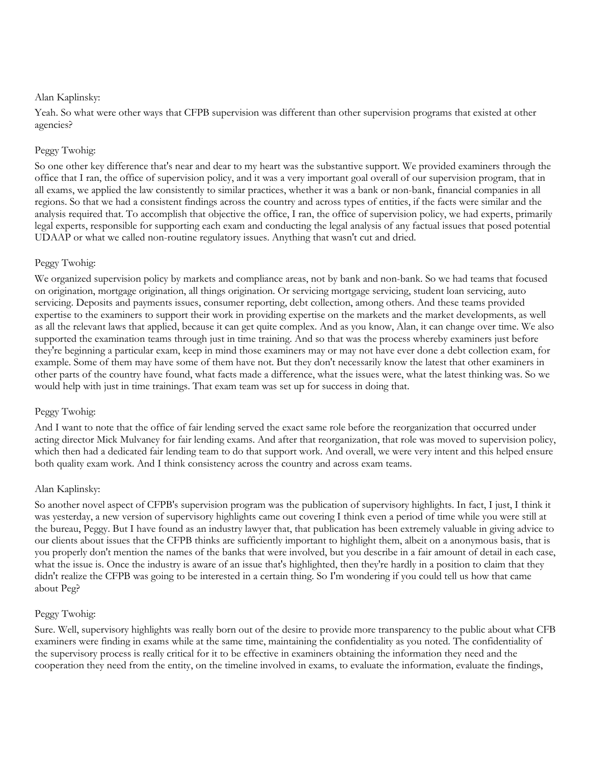Alan Kaplinsky:

Yeah. So what were other ways that CFPB supervision was different than other supervision programs that existed at other agencies?

Peggy Twohig:

So one other key difference that's near and dear to my heart was the substantive support. We provided examiners through the office that I ran, the office of supervision policy, and it was a very important goal overall of our supervision program, that in all exams, we applied the law consistently to similar practices, whether it was a bank or non-bank, financial companies in all regions. So that we had a consistent findings across the country and across types of entities, if the facts were similar and the analysis required that. To accomplish that objective the office, I ran, the office of supervision policy, we had experts, primarily legal experts, responsible for supporting each exam and conducting the legal analysis of any factual issues that posed potential UDAAP or what we called non-routine regulatory issues. Anything that wasn't cut and dried.

Peggy Twohig:

We organized supervision policy by markets and compliance areas, not by bank and non-bank. So we had teams that focused on origination, mortgage origination, all things origination. Or servicing mortgage servicing, student loan servicing, auto servicing. Deposits and payments issues, consumer reporting, debt collection, among others. And these teams provided expertise to the examiners to support their work in providing expertise on the markets and the market developments, as well as all the relevant laws that applied, because it can get quite complex. And as you know, Alan, it can change over time. We also supported the examination teams through just in time training. And so that was the process whereby examiners just before they're beginning a particular exam, keep in mind those examiners may or may not have ever done a debt collection exam, for example. Some of them may have some of them have not. But they don't necessarily know the latest that other examiners in other parts of the country have found, what facts made a difference, what the issues were, what the latest thinking was. So we would help with just in time trainings. That exam team was set up for success in doing that.

Peggy Twohig:

And I want to note that the office of fair lending served the exact same role before the reorganization that occurred under acting director Mick Mulvaney for fair lending exams. And after that reorganization, that role was moved to supervision policy, which then had a dedicated fair lending team to do that support work. And overall, we were very intent and this helped ensure both quality exam work. And I think consistency across the country and across exam teams.

Alan Kaplinsky:

So another novel aspect of CFPB's supervision program was the publication of supervisory highlights. In fact, I just, I think it was yesterday, a new version of supervisory highlights came out covering I think even a period of time while you were still at the bureau, Peggy. But I have found as an industry lawyer that, that publication has been extremely valuable in giving advice to our clients about issues that the CFPB thinks are sufficiently important to highlight them, albeit on a anonymous basis, that is you properly don't mention the names of the banks that were involved, but you describe in a fair amount of detail in each case, what the issue is. Once the industry is aware of an issue that's highlighted, then they're hardly in a position to claim that they didn't realize the CFPB was going to be interested in a certain thing. So I'm wondering if you could tell us how that came about Peg?

Peggy Twohig:

Sure. Well, supervisory highlights was really born out of the desire to provide more transparency to the public about what CFB examiners were finding in exams while at the same time, maintaining the confidentiality as you noted. The confidentiality of the supervisory process is really critical for it to be effective in examiners obtaining the information they need and the cooperation they need from the entity, on the timeline involved in exams, to evaluate the information, evaluate the findings,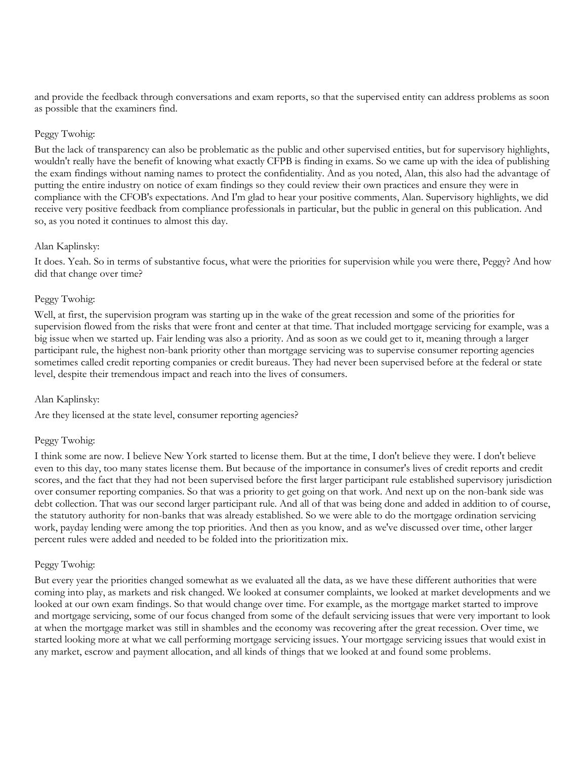and provide the feedback through conversations and exam reports, so that the supervised entity can address problems as soon as possible that the examiners find.

Peggy Twohig:

But the lack of transparency can also be problematic as the public and other supervised entities, but for supervisory highlights, wouldn't really have the benefit of knowing what exactly CFPB is finding in exams. So we came up with the idea of publishing the exam findings without naming names to protect the confidentiality. And as you noted, Alan, this also had the advantage of putting the entire industry on notice of exam findings so they could review their own practices and ensure they were in compliance with the CFOB's expectations. And I'm glad to hear your positive comments, Alan. Supervisory highlights, we did receive very positive feedback from compliance professionals in particular, but the public in general on this publication. And so, as you noted it continues to almost this day.

Alan Kaplinsky:

It does. Yeah. So in terms of substantive focus, what were the priorities for supervision while you were there, Peggy? And how did that change over time?

Peggy Twohig:

Well, at first, the supervision program was starting up in the wake of the great recession and some of the priorities for supervision flowed from the risks that were front and center at that time. That included mortgage servicing for example, was a big issue when we started up. Fair lending was also a priority. And as soon as we could get to it, meaning through a larger participant rule, the highest non-bank priority other than mortgage servicing was to supervise consumer reporting agencies sometimes called credit reporting companies or credit bureaus. They had never been supervised before at the federal or state level, despite their tremendous impact and reach into the lives of consumers.

Alan Kaplinsky:

Are they licensed at the state level, consumer reporting agencies?

Peggy Twohig:

I think some are now. I believe New York started to license them. But at the time, I don't believe they were. I don't believe even to this day, too many states license them. But because of the importance in consumer's lives of credit reports and credit scores, and the fact that they had not been supervised before the first larger participant rule established supervisory jurisdiction over consumer reporting companies. So that was a priority to get going on that work. And next up on the non-bank side was debt collection. That was our second larger participant rule. And all of that was being done and added in addition to of course, the statutory authority for non-banks that was already established. So we were able to do the mortgage ordination servicing work, payday lending were among the top priorities. And then as you know, and as we've discussed over time, other larger percent rules were added and needed to be folded into the prioritization mix.

Peggy Twohig:

But every year the priorities changed somewhat as we evaluated all the data, as we have these different authorities that were coming into play, as markets and risk changed. We looked at consumer complaints, we looked at market developments and we looked at our own exam findings. So that would change over time. For example, as the mortgage market started to improve and mortgage servicing, some of our focus changed from some of the default servicing issues that were very important to look at when the mortgage market was still in shambles and the economy was recovering after the great recession. Over time, we started looking more at what we call performing mortgage servicing issues. Your mortgage servicing issues that would exist in any market, escrow and payment allocation, and all kinds of things that we looked at and found some problems.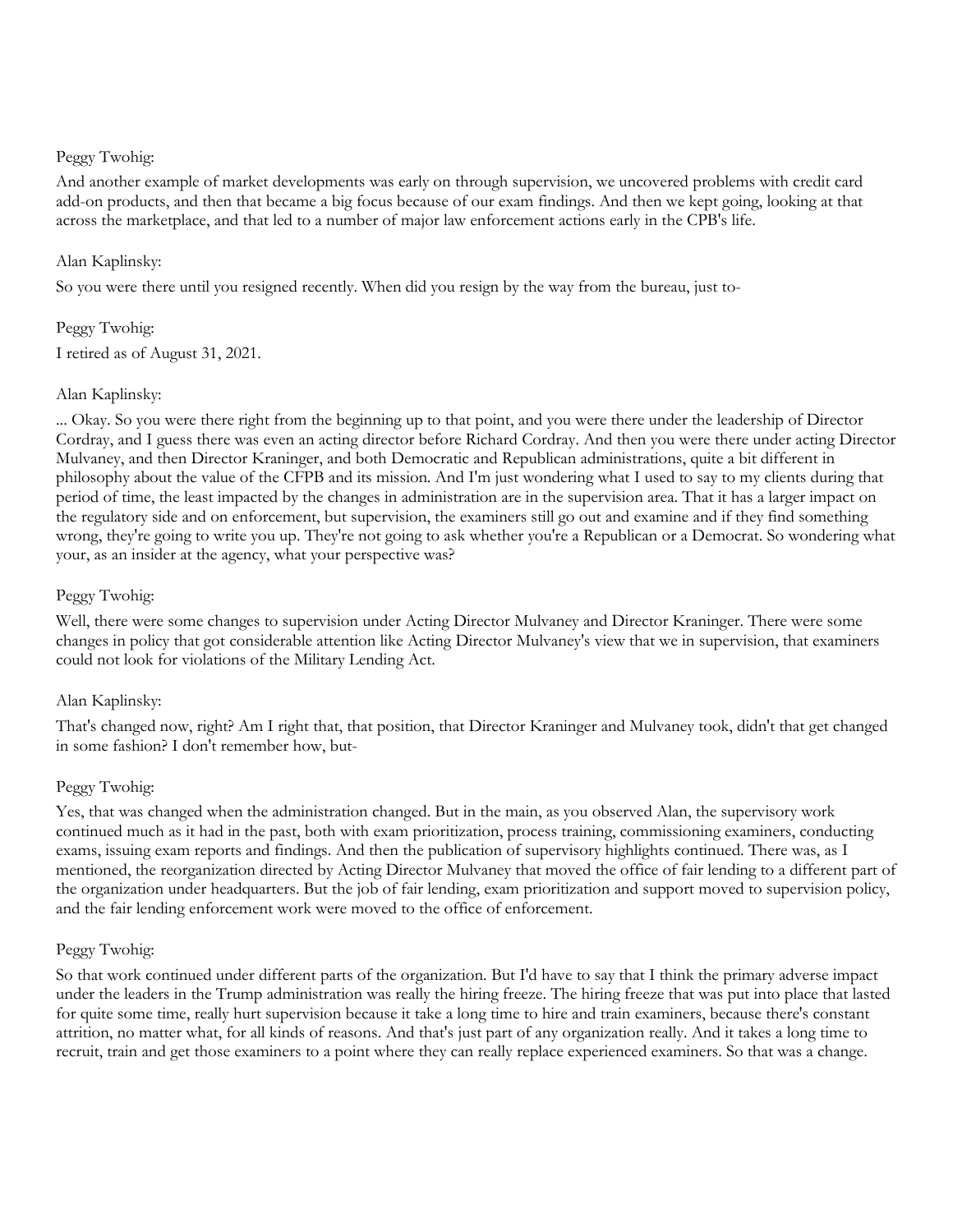Peggy Twohig:

And another example of market developments was early on through supervision, we uncovered problems with credit card add-on products, and then that became a big focus because of our exam findings. And then we kept going, looking at that across the marketplace, and that led to a number of major law enforcement actions early in the CPB's life.

Alan Kaplinsky:

So you were there until you resigned recently. When did you resign by the way from the bureau, just to-

Peggy Twohig:

I retired as of August 31, 2021.

Alan Kaplinsky:

... Okay. So you were there right from the beginning up to that point, and you were there under the leadership of Director Cordray, and I guess there was even an acting director before Richard Cordray. And then you were there under acting Director Mulvaney, and then Director Kraninger, and both Democratic and Republican administrations, quite a bit different in philosophy about the value of the CFPB and its mission. And I'm just wondering what I used to say to my clients during that period of time, the least impacted by the changes in administration are in the supervision area. That it has a larger impact on the regulatory side and on enforcement, but supervision, the examiners still go out and examine and if they find something wrong, they're going to write you up. They're not going to ask whether you're a Republican or a Democrat. So wondering what your, as an insider at the agency, what your perspective was?

Peggy Twohig:

Well, there were some changes to supervision under Acting Director Mulvaney and Director Kraninger. There were some changes in policy that got considerable attention like Acting Director Mulvaney's view that we in supervision, that examiners could not look for violations of the Military Lending Act.

Alan Kaplinsky:

That's changed now, right? Am I right that, that position, that Director Kraninger and Mulvaney took, didn't that get changed in some fashion? I don't remember how, but-

Peggy Twohig:

Yes, that was changed when the administration changed. But in the main, as you observed Alan, the supervisory work continued much as it had in the past, both with exam prioritization, process training, commissioning examiners, conducting exams, issuing exam reports and findings. And then the publication of supervisory highlights continued. There was, as I mentioned, the reorganization directed by Acting Director Mulvaney that moved the office of fair lending to a different part of the organization under headquarters. But the job of fair lending, exam prioritization and support moved to supervision policy, and the fair lending enforcement work were moved to the office of enforcement.

Peggy Twohig:

So that work continued under different parts of the organization. But I'd have to say that I think the primary adverse impact under the leaders in the Trump administration was really the hiring freeze. The hiring freeze that was put into place that lasted for quite some time, really hurt supervision because it take a long time to hire and train examiners, because there's constant attrition, no matter what, for all kinds of reasons. And that's just part of any organization really. And it takes a long time to recruit, train and get those examiners to a point where they can really replace experienced examiners. So that was a change.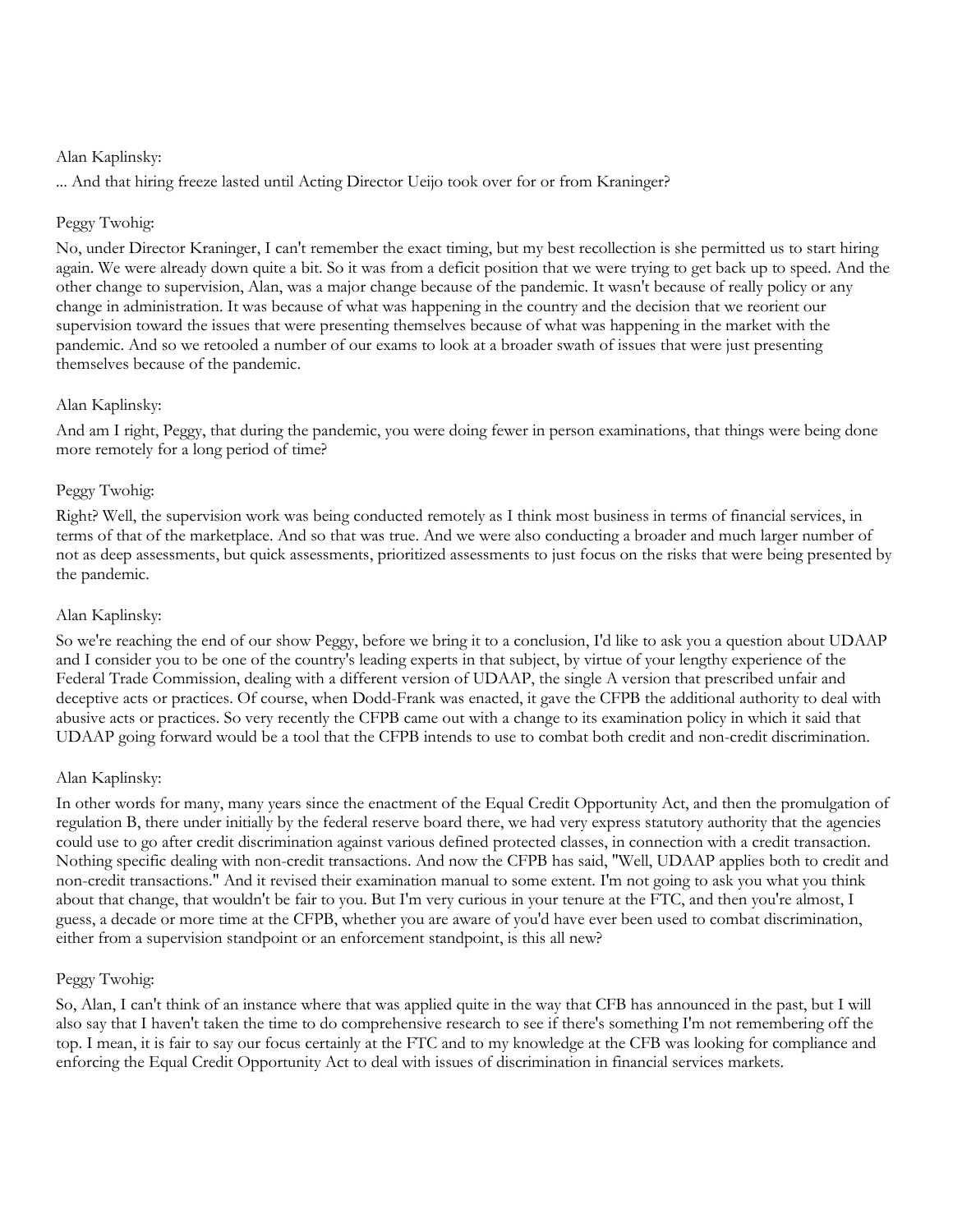Alan Kaplinsky:

... And that hiring freeze lasted until Acting Director Ueijo took over for or from Kraninger?

Peggy Twohig:

No, under Director Kraninger, I can't remember the exact timing, but my best recollection is she permitted us to start hiring again. We were already down quite a bit. So it was from a deficit position that we were trying to get back up to speed. And the other change to supervision, Alan, was a major change because of the pandemic. It wasn't because of really policy or any change in administration. It was because of what was happening in the country and the decision that we reorient our supervision toward the issues that were presenting themselves because of what was happening in the market with the pandemic. And so we retooled a number of our exams to look at a broader swath of issues that were just presenting themselves because of the pandemic.

Alan Kaplinsky:

And am I right, Peggy, that during the pandemic, you were doing fewer in person examinations, that things were being done more remotely for a long period of time?

Peggy Twohig:

Right? Well, the supervision work was being conducted remotely as I think most business in terms of financial services, in terms of that of the marketplace. And so that was true. And we were also conducting a broader and much larger number of not as deep assessments, but quick assessments, prioritized assessments to just focus on the risks that were being presented by the pandemic.

Alan Kaplinsky:

So we're reaching the end of our show Peggy, before we bring it to a conclusion, I'd like to ask you a question about UDAAP and I consider you to be one of the country's leading experts in that subject, by virtue of your lengthy experience of the Federal Trade Commission, dealing with a different version of UDAAP, the single A version that prescribed unfair and deceptive acts or practices. Of course, when Dodd-Frank was enacted, it gave the CFPB the additional authority to deal with abusive acts or practices. So very recently the CFPB came out with a change to its examination policy in which it said that UDAAP going forward would be a tool that the CFPB intends to use to combat both credit and non-credit discrimination.

Alan Kaplinsky:

In other words for many, many years since the enactment of the Equal Credit Opportunity Act, and then the promulgation of regulation B, there under initially by the federal reserve board there, we had very express statutory authority that the agencies could use to go after credit discrimination against various defined protected classes, in connection with a credit transaction. Nothing specific dealing with non-credit transactions. And now the CFPB has said, "Well, UDAAP applies both to credit and non-credit transactions." And it revised their examination manual to some extent. I'm not going to ask you what you think about that change, that wouldn't be fair to you. But I'm very curious in your tenure at the FTC, and then you're almost, I guess, a decade or more time at the CFPB, whether you are aware of you'd have ever been used to combat discrimination, either from a supervision standpoint or an enforcement standpoint, is this all new?

Peggy Twohig:

So, Alan, I can't think of an instance where that was applied quite in the way that CFB has announced in the past, but I will also say that I haven't taken the time to do comprehensive research to see if there's something I'm not remembering off the top. I mean, it is fair to say our focus certainly at the FTC and to my knowledge at the CFB was looking for compliance and enforcing the Equal Credit Opportunity Act to deal with issues of discrimination in financial services markets.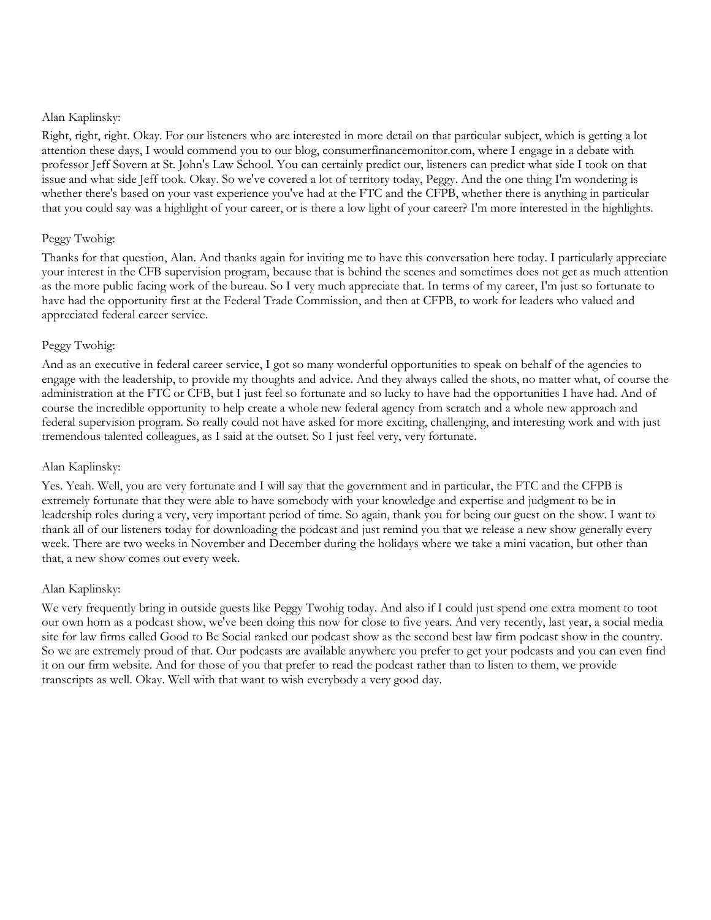Alan Kaplinsky:

Right, right, right. Okay. For our listeners who are interested in more detail on that particular subject, which is getting a lot attention these days, I would commend you to our blog, consumerfinancemonitor.com, where I engage in a debate with professor Jeff Sovern at St. John's Law School. You can certainly predict our, listeners can predict what side I took on that issue and what side Jeff took. Okay. So we've covered a lot of territory today, Peggy. And the one thing I'm wondering is whether there's based on your vast experience you've had at the FTC and the CFPB, whether there is anything in particular that you could say was a highlight of your career, or is there a low light of your career? I'm more interested in the highlights.

Peggy Twohig:

Thanks for that question, Alan. And thanks again for inviting me to have this conversation here today. I particularly appreciate your interest in the CFB supervision program, because that is behind the scenes and sometimes does not get as much attention as the more public facing work of the bureau. So I very much appreciate that. In terms of my career, I'm just so fortunate to have had the opportunity first at the Federal Trade Commission, and then at CFPB, to work for leaders who valued and appreciated federal career service.

Peggy Twohig:

And as an executive in federal career service, I got so many wonderful opportunities to speak on behalf of the agencies to engage with the leadership, to provide my thoughts and advice. And they always called the shots, no matter what, of course the administration at the FTC or CFB, but I just feel so fortunate and so lucky to have had the opportunities I have had. And of course the incredible opportunity to help create a whole new federal agency from scratch and a whole new approach and federal supervision program. So really could not have asked for more exciting, challenging, and interesting work and with just tremendous talented colleagues, as I said at the outset. So I just feel very, very fortunate.

Alan Kaplinsky:

Yes. Yeah. Well, you are very fortunate and I will say that the government and in particular, the FTC and the CFPB is extremely fortunate that they were able to have somebody with your knowledge and expertise and judgment to be in leadership roles during a very, very important period of time. So again, thank you for being our guest on the show. I want to thank all of our listeners today for downloading the podcast and just remind you that we release a new show generally every week. There are two weeks in November and December during the holidays where we take a mini vacation, but other than that, a new show comes out every week.

Alan Kaplinsky:

We very frequently bring in outside guests like Peggy Twohig today. And also if I could just spend one extra moment to toot our own horn as a podcast show, we've been doing this now for close to five years. And very recently, last year, a social media site for law firms called Good to Be Social ranked our podcast show as the second best law firm podcast show in the country. So we are extremely proud of that. Our podcasts are available anywhere you prefer to get your podcasts and you can even find it on our firm website. And for those of you that prefer to read the podcast rather than to listen to them, we provide transcripts as well. Okay. Well with that want to wish everybody a very good day.